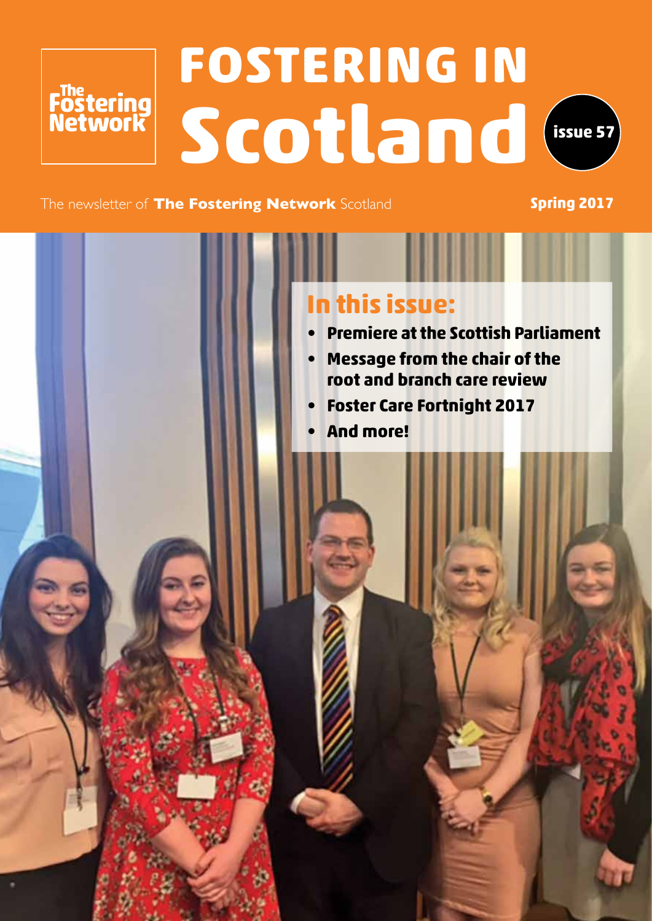The Fostering Network

# FOSTERING IN Scotland

issue 57

The newsletter of **The Fostering Network** Scotland

**Spring 2017**

## In this issue:

- **Premiere at the Scottish Parliament**
- **Message from the chair of the root and branch care review**
- **Foster Care Fortnight 2017**
- **And more!**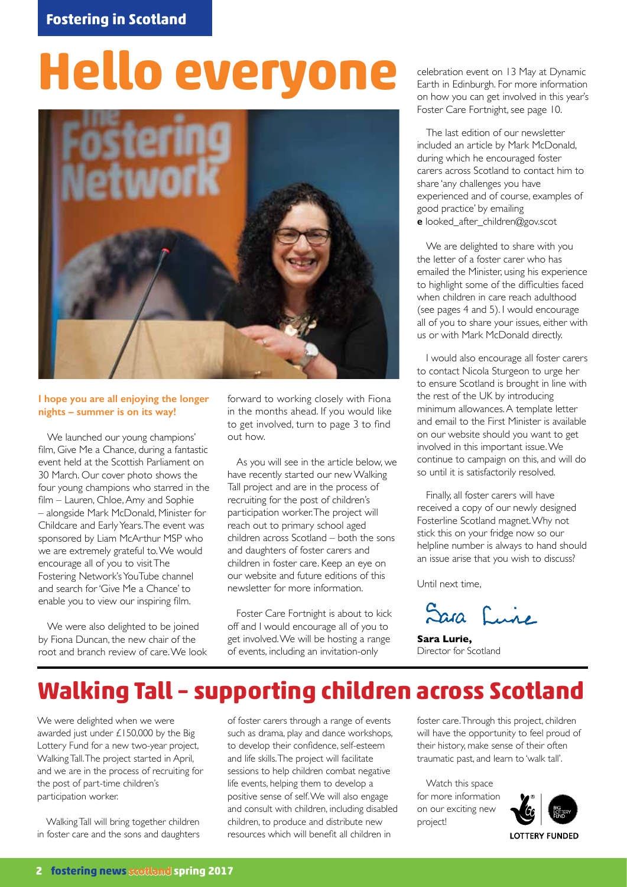Fostering in Scotland

# Hello everyone

**I hope you are all enjoying the longer nights – summer is on its way!**

We launched our young champions' film, Give Me a Chance, during a fantastic event held at the Scottish Parliament on 30 March. Our cover photo shows the four young champions who starred in the film – Lauren, Chloe, Amy and Sophie – alongside Mark McDonald, Minister for Childcare and Early Years. The event was sponsored by Liam McArthur MSP who we are extremely grateful to. We would encourage all of you to visit The Fostering Network's YouTube channel and search for 'Give Me a Chance' to enable you to view our inspiring film.

We were also delighted to be joined by Fiona Duncan, the new chair of the root and branch review of care. We look forward to working closely with Fiona in the months ahead. If you would like to get involved, turn to page 3 to find out how.

As you will see in the article below, we have recently started our new Walking Tall project and are in the process of recruiting for the post of children's participation worker. The project will reach out to primary school aged children across Scotland – both the sons and daughters of foster carers and children in foster care. Keep an eye on our website and future editions of this newsletter for more information.

Foster Care Fortnight is about to kick off and I would encourage all of you to get involved. We will be hosting a range of events, including an invitation-only celebration event on 13 May at Dynamic Earth in Edinburgh. For more information on how you can get involved in this year's Foster Care Fortnight, see page 10.

The last edition of our newsletter included an article by Mark McDonald, during which he encouraged foster carers across Scotland to contact him to share 'any challenges you have experienced and of course, examples of good practice' by emailing
**e** looked_after_children@gov.scot

We are delighted to share with you the letter of a foster carer who has emailed the Minister, using his experience to highlight some of the difficulties faced when children in care reach adulthood (see pages 4 and 5). I would encourage all of you to share your issues, either with us or with Mark McDonald directly.

I would also encourage all foster carers to contact Nicola Sturgeon to urge her to ensure Scotland is brought in line with the rest of the UK by introducing minimum allowances. A template letter and email to the First Minister is available on our website should you want to get involved in this important issue. We continue to campaign on this, and will do so until it is satisfactorily resolved.

Finally, all foster carers will have received a copy of our newly designed Fosterline Scotland magnet. Why not stick this on your fridge now so our helpline number is always to hand should an issue arise that you wish to discuss?

Until next time,

Sara Lurie

**Sara Lurie,**
Director for Scotland

# Walking Tall – supporting children across Scotland

We were delighted when we were awarded just under £150,000 by the Big Lottery Fund for a new two-year project, Walking Tall. The project started in April, and we are in the process of recruiting for the post of part-time children's participation worker.

Walking Tall will bring together children in foster care and the sons and daughters of foster carers through a range of events such as drama, play and dance workshops, to develop their confidence, self-esteem and life skills. The project will facilitate sessions to help children combat negative life events, helping them to develop a positive sense of self. We will also engage and consult with children, including disabled children, to produce and distribute new resources which will benefit all children in foster care. Through this project, children will have the opportunity to feel proud of their history, make sense of their often traumatic past, and learn to 'walk tall'.

Watch this space for more information on our exciting new project!

LOTTERY FUNDED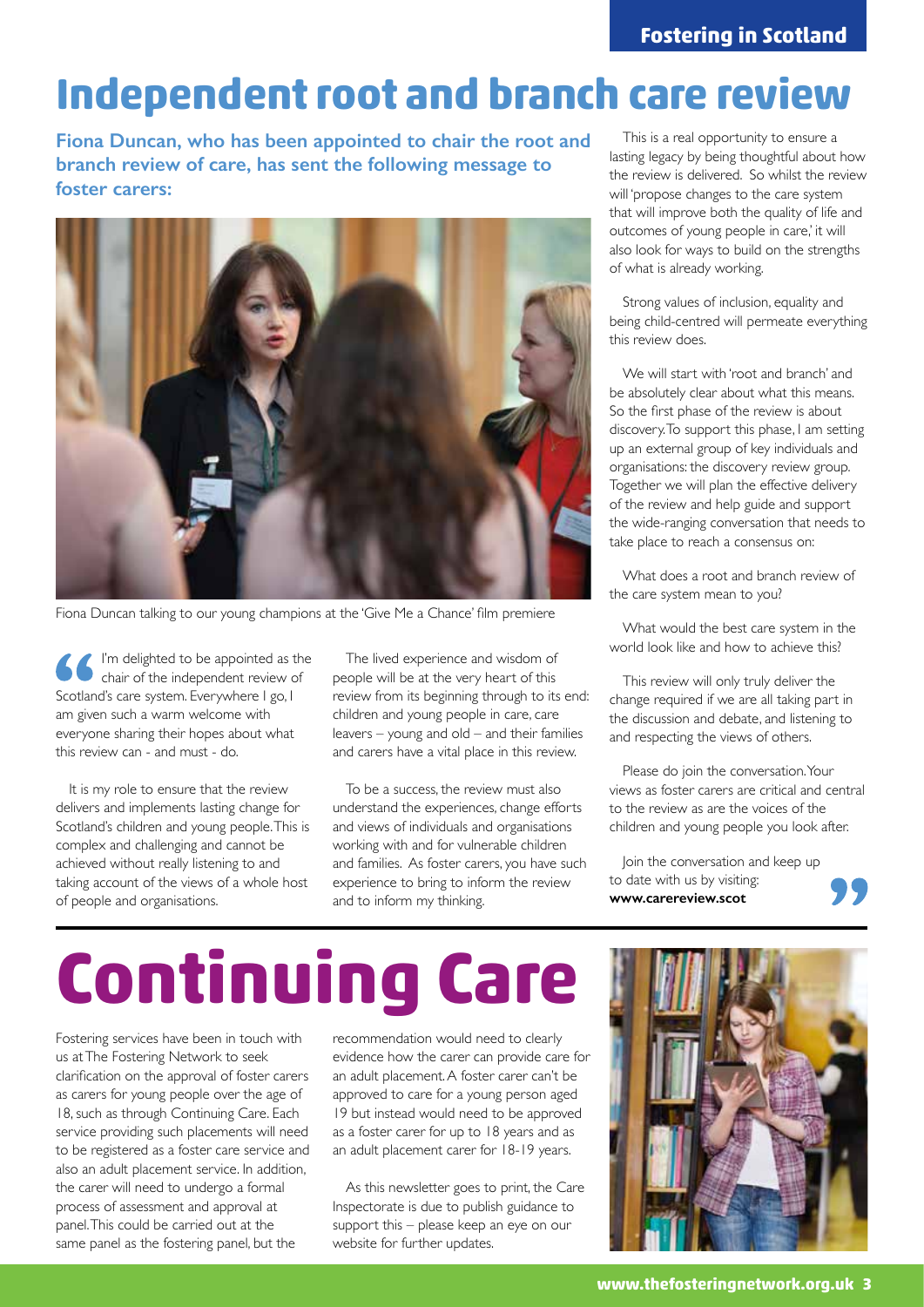# Independent root and branch care review

**Fiona Duncan, who has been appointed to chair the root and branch review of care, has sent the following message to foster carers:**

Fiona Duncan talking to our young champions at the 'Give Me a Chance' film premiere

"I'm delighted to be appointed as the chair of the independent review of Scotland's care system. Everywhere I go, I am given such a warm welcome with everyone sharing their hopes about what this review can - and must - do.

It is my role to ensure that the review delivers and implements lasting change for Scotland's children and young people. This is complex and challenging and cannot be achieved without really listening to and taking account of the views of a whole host of people and organisations.

The lived experience and wisdom of people will be at the very heart of this review from its beginning through to its end: children and young people in care, care leavers – young and old – and their families and carers have a vital place in this review.

To be a success, the review must also understand the experiences, change efforts and views of individuals and organisations working with and for vulnerable children and families. As foster carers, you have such experience to bring to inform the review and to inform my thinking.

This is a real opportunity to ensure a lasting legacy by being thoughtful about how the review is delivered. So whilst the review will 'propose changes to the care system that will improve both the quality of life and outcomes of young people in care,' it will also look for ways to build on the strengths of what is already working.

Strong values of inclusion, equality and being child-centred will permeate everything this review does.

We will start with 'root and branch' and be absolutely clear about what this means. So the first phase of the review is about discovery. To support this phase, I am setting up an external group of key individuals and organisations: the discovery review group. Together we will plan the effective delivery of the review and help guide and support the wide-ranging conversation that needs to take place to reach a consensus on:

What does a root and branch review of the care system mean to you?

What would the best care system in the world look like and how to achieve this?

This review will only truly deliver the change required if we are all taking part in the discussion and debate, and listening to and respecting the views of others.

Please do join the conversation. Your views as foster carers are critical and central to the review as are the voices of the children and young people you look after.

Join the conversation and keep up to date with us by visiting: **www.carereview.scot**"

# Continuing Care

Fostering services have been in touch with us at The Fostering Network to seek clarification on the approval of foster carers as carers for young people over the age of 18, such as through Continuing Care. Each service providing such placements will need to be registered as a foster care service and also an adult placement service. In addition, the carer will need to undergo a formal process of assessment and approval at panel. This could be carried out at the same panel as the fostering panel, but the recommendation would need to clearly evidence how the carer can provide care for an adult placement. A foster carer can't be approved to care for a young person aged 19 but instead would need to be approved as a foster carer for up to 18 years and as an adult placement carer for 18-19 years.

As this newsletter goes to print, the Care Inspectorate is due to publish guidance to support this – please keep an eye on our website for further updates.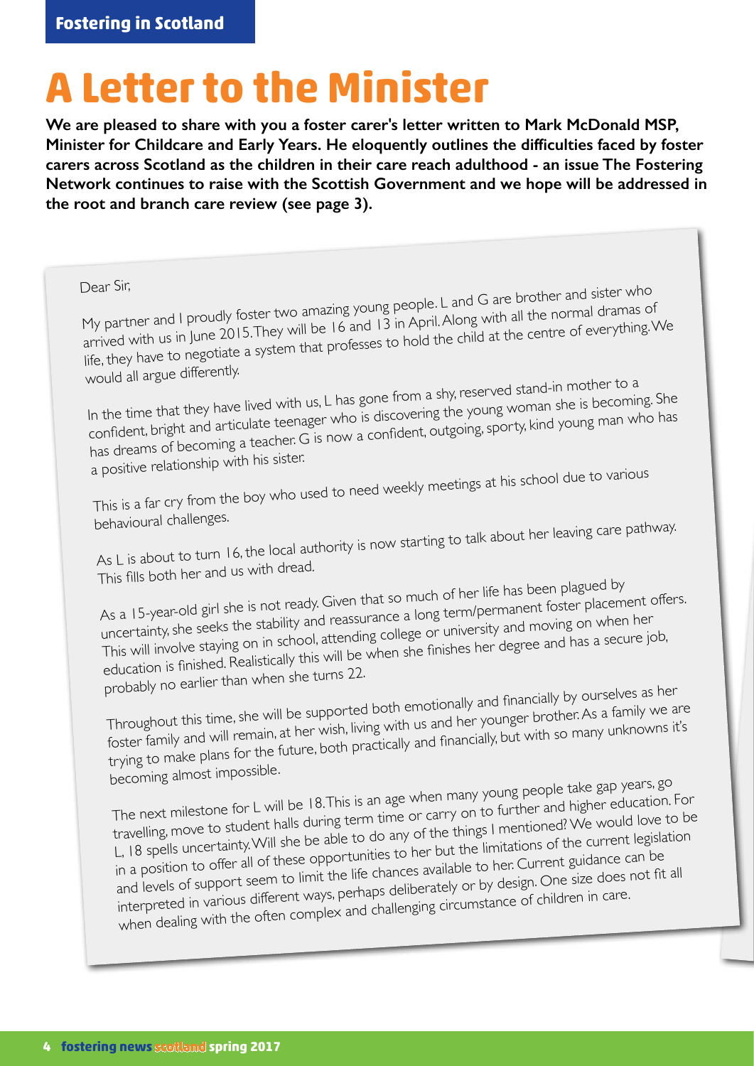Fostering in Scotland

# A Letter to the Minister

**We are pleased to share with you a foster carer's letter written to Mark McDonald MSP, Minister for Childcare and Early Years. He eloquently outlines the difficulties faced by foster carers across Scotland as the children in their care reach adulthood - an issue The Fostering Network continues to raise with the Scottish Government and we hope will be addressed in the root and branch care review (see page 3).**

Dear Sir,

My partner and I proudly foster two amazing young people. L and G are brother and sister who arrived with us in June 2015. They will be 16 and 13 in April. Along with all the normal dramas of life, they have to negotiate a system that professes to hold the child at the centre of everything. We would all argue differently.

In the time that they have lived with us, L has gone from a shy, reserved stand-in mother to a confident, bright and articulate teenager who is discovering the young woman she is becoming. She has dreams of becoming a teacher. G is now a confident, outgoing, sporty, kind young man who has a positive relationship with his sister.

This is a far cry from the boy who used to need weekly meetings at his school due to various behavioural challenges.

As L is about to turn 16, the local authority is now starting to talk about her leaving care pathway. This fills both her and us with dread.

As a 15-year-old girl she is not ready. Given that so much of her life has been plagued by uncertainty, she seeks the stability and reassurance a long term/permanent foster placement offers. This will involve staying on in school, attending college or university and moving on when her education is finished. Realistically this will be when she finishes her degree and has a secure job, probably no earlier than when she turns 22.

Throughout this time, she will be supported both emotionally and financially by ourselves as her foster family and will remain, at her wish, living with us and her younger brother. As a family we are trying to make plans for the future, both practically and financially, but with so many unknowns it's becoming almost impossible.

The next milestone for L will be 18. This is an age when many young people take gap years, go travelling, move to student halls during term time or carry on to further and higher education. For L, 18 spells uncertainty. Will she be able to do any of the things I mentioned? We would love to be in a position to offer all of these opportunities to her but the limitations of the current legislation and levels of support seem to limit the life chances available to her. Current guidance can be interpreted in various different ways, perhaps deliberately or by design. One size does not fit all when dealing with the often complex and challenging circumstance of children in care.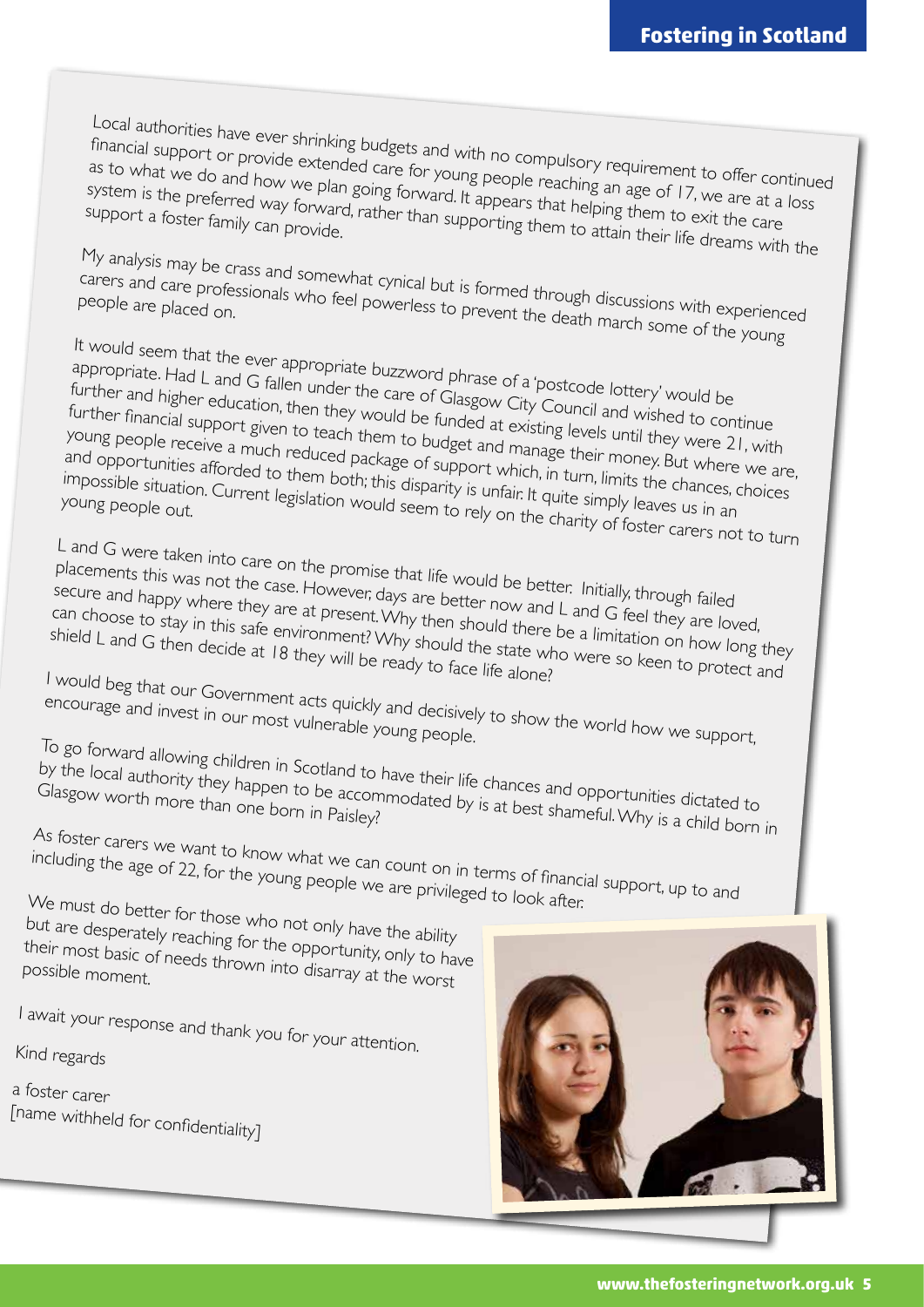Local authorities have ever shrinking budgets and with no compulsory requirement to offer continued financial support or provide extended care for young people reaching an age of 17, we are at a loss as to what we do and how we plan going forward. It appears that helping them to exit the care system is the preferred way forward, rather than supporting them to attain their life dreams with the support a foster family can provide.

My analysis may be crass and somewhat cynical but is formed through discussions with experienced carers and care professionals who feel powerless to prevent the death march some of the young people are placed on.

It would seem that the ever appropriate buzzword phrase of a 'postcode lottery' would be appropriate. Had L and G fallen under the care of Glasgow City Council and wished to continue further and higher education, then they would be funded at existing levels until they were 21, with further financial support given to teach them to budget and manage their money. But where we are, young people receive a much reduced package of support which, in turn, limits the chances, choices and opportunities afforded to them both; this disparity is unfair. It quite simply leaves us in an impossible situation. Current legislation would seem to rely on the charity of foster carers not to turn young people out.

L and G were taken into care on the promise that life would be better. Initially, through failed placements this was not the case. However, days are better now and L and G feel they are loved, secure and happy where they are at present. Why then should there be a limitation on how long they can choose to stay in this safe environment? Why should the state who were so keen to protect and shield L and G then decide at 18 they will be ready to face life alone?

I would beg that our Government acts quickly and decisively to show the world how we support, encourage and invest in our most vulnerable young people.

To go forward allowing children in Scotland to have their life chances and opportunities dictated to by the local authority they happen to be accommodated by is at best shameful. Why is a child born in Glasgow worth more than one born in Paisley?

As foster carers we want to know what we can count on in terms of financial support, up to and including the age of 22, for the young people we are privileged to look after.

We must do better for those who not only have the ability but are desperately reaching for the opportunity, only to have their most basic of needs thrown into disarray at the worst possible moment.

I await your response and thank you for your attention.

Kind regards

a foster carer
[name withheld for confidentiality]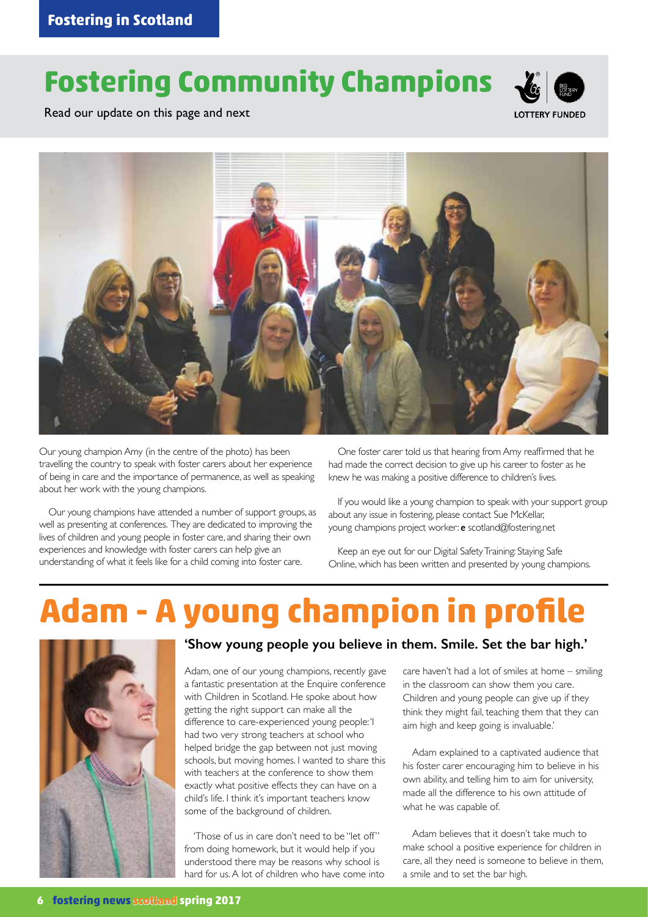# Fostering Community Champions

Read our update on this page and next

LOTTERY FUNDED

Our young champion Amy (in the centre of the photo) has been travelling the country to speak with foster carers about her experience of being in care and the importance of permanence, as well as speaking about her work with the young champions.

Our young champions have attended a number of support groups, as well as presenting at conferences. They are dedicated to improving the lives of children and young people in foster care, and sharing their own experiences and knowledge with foster carers can help give an understanding of what it feels like for a child coming into foster care.

One foster carer told us that hearing from Amy reaffirmed that he had made the correct decision to give up his career to foster as he knew he was making a positive difference to children's lives.

If you would like a young champion to speak with your support group about any issue in fostering, please contact Sue McKellar, young champions project worker: **e** scotland@fostering.net

Keep an eye out for our Digital Safety Training: Staying Safe Online, which has been written and presented by young champions.

# Adam - A young champion in profile

## 'Show young people you believe in them. Smile. Set the bar high.'

Adam, one of our young champions, recently gave a fantastic presentation at the Enquire conference with Children in Scotland. He spoke about how getting the right support can make all the difference to care-experienced young people: 'I had two very strong teachers at school who helped bridge the gap between not just moving schools, but moving homes. I wanted to share this with teachers at the conference to show them exactly what positive effects they can have on a child's life. I think it's important teachers know some of the background of children.

'Those of us in care don't need to be "let off" from doing homework, but it would help if you understood there may be reasons why school is hard for us. A lot of children who have come into care haven't had a lot of smiles at home – smiling in the classroom can show them you care. Children and young people can give up if they think they might fail, teaching them that they can aim high and keep going is invaluable.'

Adam explained to a captivated audience that his foster carer encouraging him to believe in his own ability, and telling him to aim for university, made all the difference to his own attitude of what he was capable of.

Adam believes that it doesn't take much to make school a positive experience for children in care, all they need is someone to believe in them, a smile and to set the bar high.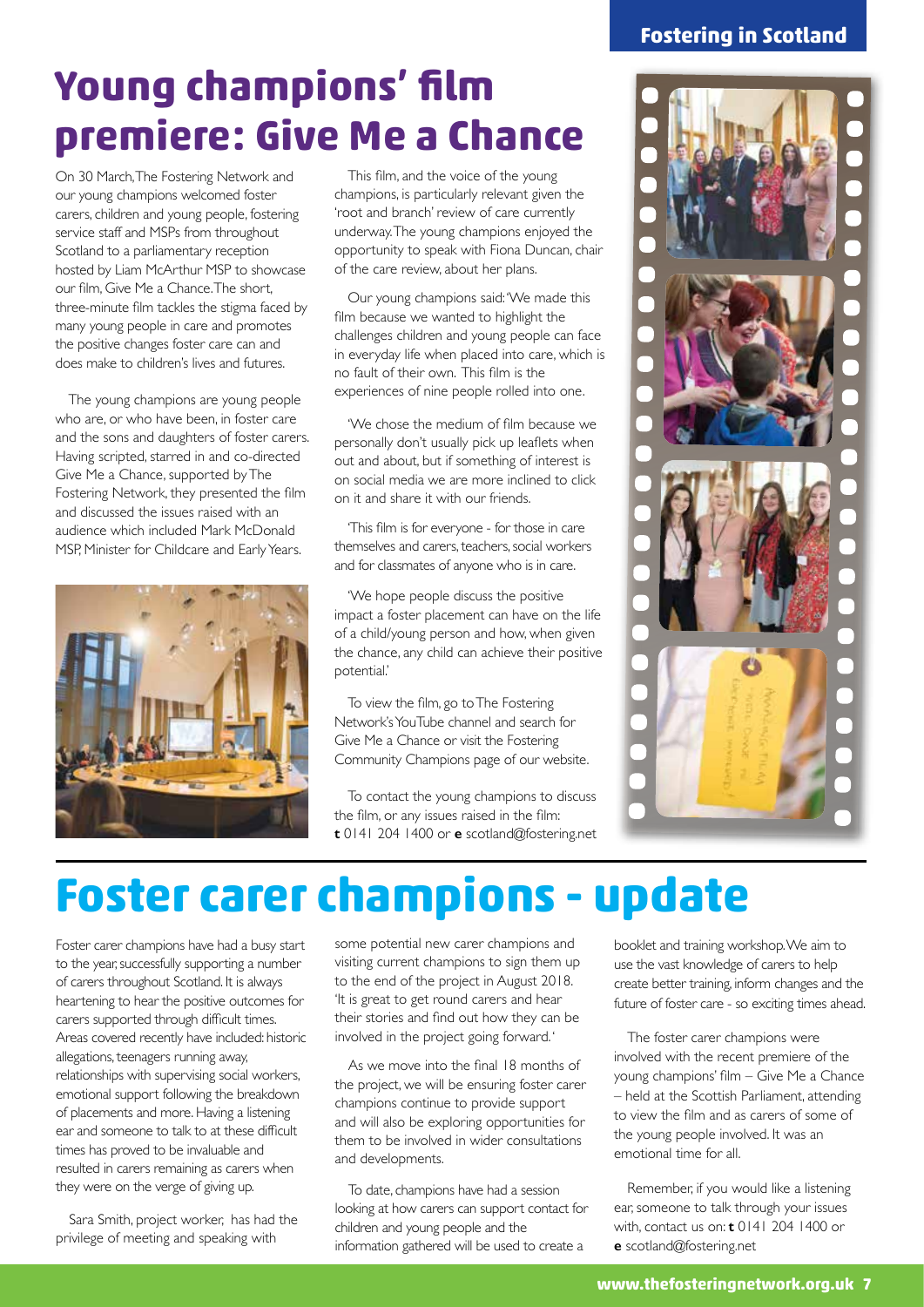# Young champions' film premiere: Give Me a Chance

On 30 March, The Fostering Network and our young champions welcomed foster carers, children and young people, fostering service staff and MSPs from throughout Scotland to a parliamentary reception hosted by Liam McArthur MSP to showcase our film, Give Me a Chance. The short, three-minute film tackles the stigma faced by many young people in care and promotes the positive changes foster care can and does make to children's lives and futures.

The young champions are young people who are, or who have been, in foster care and the sons and daughters of foster carers. Having scripted, starred in and co-directed Give Me a Chance, supported by The Fostering Network, they presented the film and discussed the issues raised with an audience which included Mark McDonald MSP, Minister for Childcare and Early Years.

This film, and the voice of the young champions, is particularly relevant given the 'root and branch' review of care currently underway. The young champions enjoyed the opportunity to speak with Fiona Duncan, chair of the care review, about her plans.

Our young champions said: 'We made this film because we wanted to highlight the challenges children and young people can face in everyday life when placed into care, which is no fault of their own. This film is the experiences of nine people rolled into one.

'We chose the medium of film because we personally don't usually pick up leaflets when out and about, but if something of interest is on social media we are more inclined to click on it and share it with our friends.

'This film is for everyone - for those in care themselves and carers, teachers, social workers and for classmates of anyone who is in care.

'We hope people discuss the positive impact a foster placement can have on the life of a child/young person and how, when given the chance, any child can achieve their positive potential.'

To view the film, go to The Fostering Network's YouTube channel and search for Give Me a Chance or visit the Fostering Community Champions page of our website.

To contact the young champions to discuss the film, or any issues raised in the film: **t** 0141 204 1400 or **e** scotland@fostering.net

# Foster carer champions - update

Foster carer champions have had a busy start to the year, successfully supporting a number of carers throughout Scotland. It is always heartening to hear the positive outcomes for carers supported through difficult times. Areas covered recently have included: historic allegations, teenagers running away, relationships with supervising social workers, emotional support following the breakdown of placements and more. Having a listening ear and someone to talk to at these difficult times has proved to be invaluable and resulted in carers remaining as carers when they were on the verge of giving up.

Sara Smith, project worker, has had the privilege of meeting and speaking with some potential new carer champions and visiting current champions to sign them up to the end of the project in August 2018. 'It is great to get round carers and hear their stories and find out how they can be involved in the project going forward.'

As we move into the final 18 months of the project, we will be ensuring foster carer champions continue to provide support and will also be exploring opportunities for them to be involved in wider consultations and developments.

To date, champions have had a session looking at how carers can support contact for children and young people and the information gathered will be used to create a booklet and training workshop. We aim to use the vast knowledge of carers to help create better training, inform changes and the future of foster care - so exciting times ahead.

The foster carer champions were involved with the recent premiere of the young champions' film – Give Me a Chance – held at the Scottish Parliament, attending to view the film and as carers of some of the young people involved. It was an emotional time for all.

Remember, if you would like a listening ear, someone to talk through your issues with, contact us on: **t** 0141 204 1400 or **e** scotland@fostering.net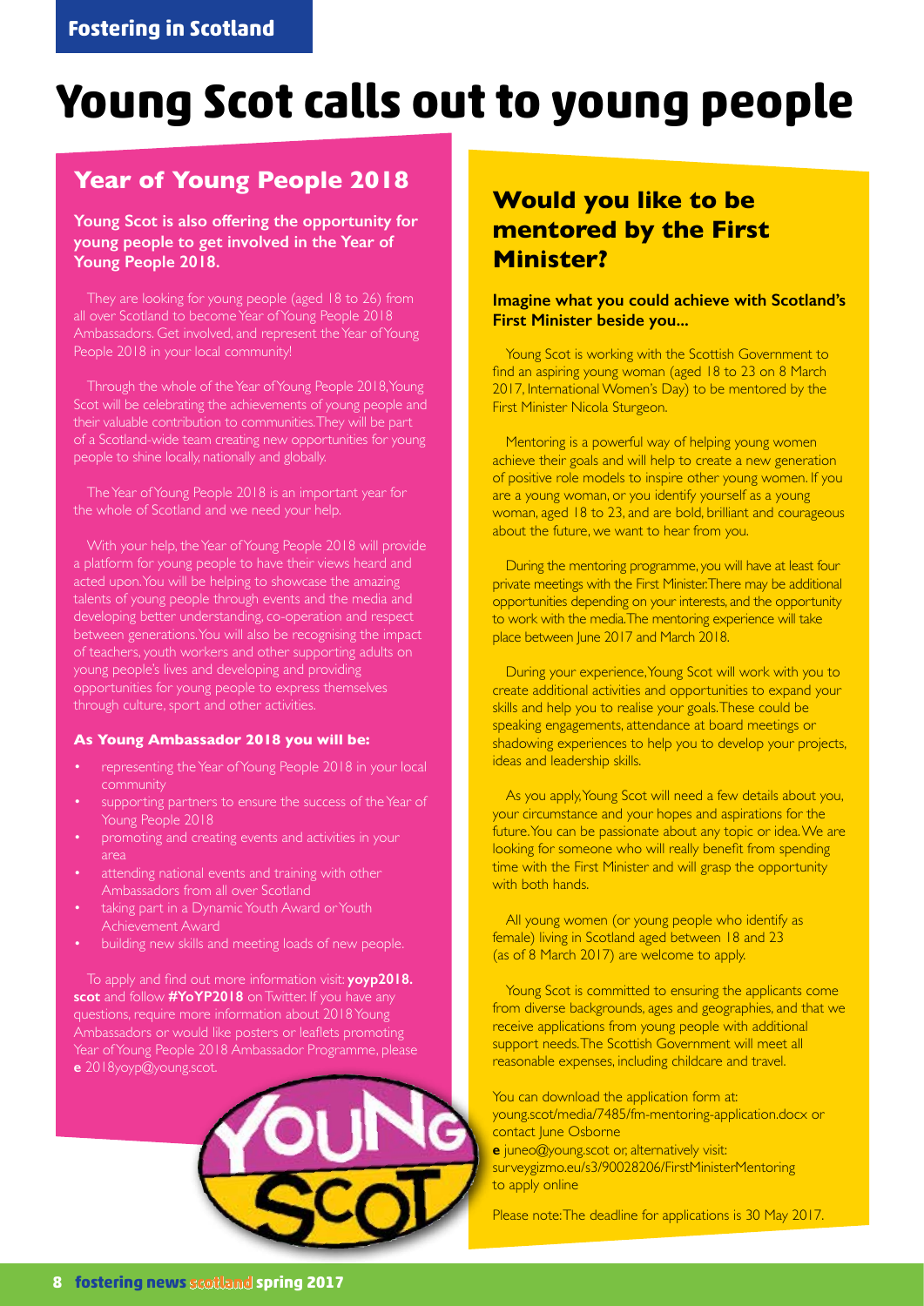Fostering in Scotland

# Young Scot calls out to young people

## Year of Young People 2018

**Young Scot is also offering the opportunity for young people to get involved in the Year of Young People 2018.**

They are looking for young people (aged 18 to 26) from all over Scotland to become Year of Young People 2018 Ambassadors. Get involved, and represent the Year of Young People 2018 in your local community!

Through the whole of the Year of Young People 2018, Young Scot will be celebrating the achievements of young people and their valuable contribution to communities. They will be part of a Scotland-wide team creating new opportunities for young people to shine locally, nationally and globally.

The Year of Young People 2018 is an important year for the whole of Scotland and we need your help.

With your help, the Year of Young People 2018 will provide a platform for young people to have their views heard and acted upon. You will be helping to showcase the amazing talents of young people through events and the media and developing better understanding, co-operation and respect between generations. You will also be recognising the impact of teachers, youth workers and other supporting adults on young people's lives and developing and providing opportunities for young people to express themselves through culture, sport and other activities.

### As Young Ambassador 2018 you will be:

- representing the Year of Young People 2018 in your local community
- supporting partners to ensure the success of the Year of Young People 2018
- promoting and creating events and activities in your area
- attending national events and training with other Ambassadors from all over Scotland
- taking part in a Dynamic Youth Award or Youth Achievement Award
- building new skills and meeting loads of new people.

To apply and find out more information visit: **yoyp2018.scot** and follow **#YoYP2018** on Twitter. If you have any questions, require more information about 2018 Young Ambassadors or would like posters or leaflets promoting Year of Young People 2018 Ambassador Programme, please **e** 2018yoyp@young.scot.

## Would you like to be mentored by the First Minister?

**Imagine what you could achieve with Scotland's First Minister beside you...**

Young Scot is working with the Scottish Government to find an aspiring young woman (aged 18 to 23 on 8 March 2017, International Women's Day) to be mentored by the First Minister Nicola Sturgeon.

Mentoring is a powerful way of helping young women achieve their goals and will help to create a new generation of positive role models to inspire other young women. If you are a young woman, or you identify yourself as a young woman, aged 18 to 23, and are bold, brilliant and courageous about the future, we want to hear from you.

During the mentoring programme, you will have at least four private meetings with the First Minister. There may be additional opportunities depending on your interests, and the opportunity to work with the media. The mentoring experience will take place between June 2017 and March 2018.

During your experience, Young Scot will work with you to create additional activities and opportunities to expand your skills and help you to realise your goals. These could be speaking engagements, attendance at board meetings or shadowing experiences to help you to develop your projects, ideas and leadership skills.

As you apply, Young Scot will need a few details about you, your circumstance and your hopes and aspirations for the future. You can be passionate about any topic or idea. We are looking for someone who will really benefit from spending time with the First Minister and will grasp the opportunity with both hands.

All young women (or young people who identify as female) living in Scotland aged between 18 and 23 (as of 8 March 2017) are welcome to apply.

Young Scot is committed to ensuring the applicants come from diverse backgrounds, ages and geographies, and that we receive applications from young people with additional support needs. The Scottish Government will meet all reasonable expenses, including childcare and travel.

You can download the application form at: young.scot/media/7485/fm-mentoring-application.docx or contact June Osborne
**e** juneo@young.scot or, alternatively visit: surveygizmo.eu/s3/90028206/FirstMinisterMentoring to apply online

Please note: The deadline for applications is 30 May 2017.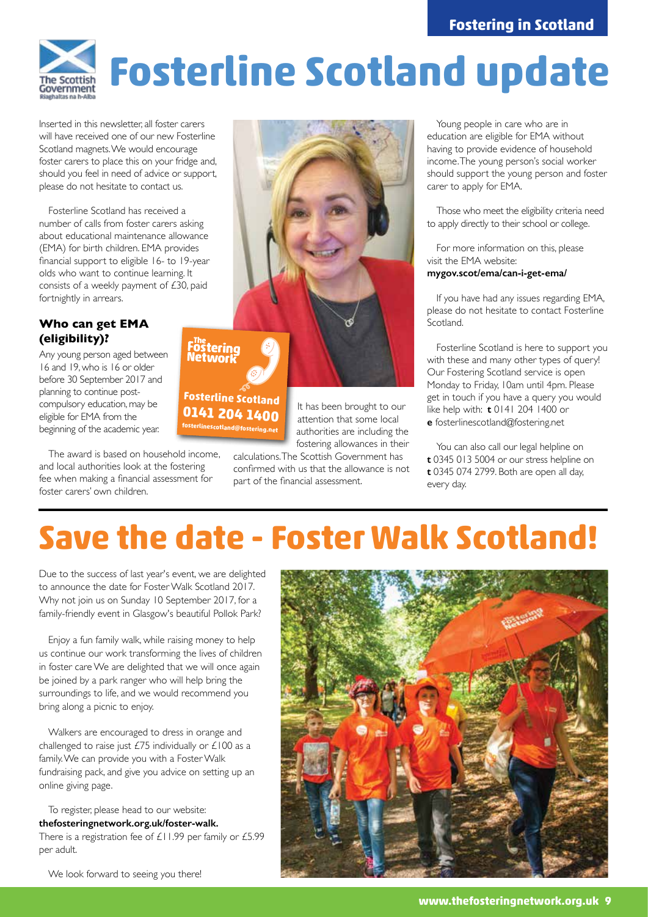# Fosterline Scotland update

Inserted in this newsletter, all foster carers will have received one of our new Fosterline Scotland magnets. We would encourage foster carers to place this on your fridge and, should you feel in need of advice or support, please do not hesitate to contact us.

Fosterline Scotland has received a number of calls from foster carers asking about educational maintenance allowance (EMA) for birth children. EMA provides financial support to eligible 16- to 19-year olds who want to continue learning. It consists of a weekly payment of £30, paid fortnightly in arrears.

### Who can get EMA (eligibility)?

Any young person aged between 16 and 19, who is 16 or older before 30 September 2017 and planning to continue post-compulsory education, may be eligible for EMA from the beginning of the academic year.

The award is based on household income, and local authorities look at the fostering fee when making a financial assessment for foster carers' own children.

The Fostering Network

**Fosterline Scotland**
**0141 204 1400**
**fosterlinescotland@fostering.net**

It has been brought to our attention that some local authorities are including the fostering allowances in their calculations. The Scottish Government has confirmed with us that the allowance is not part of the financial assessment.

Young people in care who are in education are eligible for EMA without having to provide evidence of household income. The young person's social worker should support the young person and foster carer to apply for EMA.

Those who meet the eligibility criteria need to apply directly to their school or college.

For more information on this, please visit the EMA website:
**mygov.scot/ema/can-i-get-ema/**

If you have had any issues regarding EMA, please do not hesitate to contact Fosterline Scotland.

Fosterline Scotland is here to support you with these and many other types of query! Our Fostering Scotland service is open Monday to Friday, 10am until 4pm. Please get in touch if you have a query you would like help with: **t** 0141 204 1400 or **e** fosterlinescotland@fostering.net

You can also call our legal helpline on **t** 0345 013 5004 or our stress helpline on **t** 0345 074 2799. Both are open all day, every day.

# Save the date - Foster Walk Scotland!

Due to the success of last year's event, we are delighted to announce the date for Foster Walk Scotland 2017. Why not join us on Sunday 10 September 2017, for a family-friendly event in Glasgow's beautiful Pollok Park?

Enjoy a fun family walk, while raising money to help us continue our work transforming the lives of children in foster care We are delighted that we will once again be joined by a park ranger who will help bring the surroundings to life, and we would recommend you bring along a picnic to enjoy.

Walkers are encouraged to dress in orange and challenged to raise just £75 individually or £100 as a family. We can provide you with a Foster Walk fundraising pack, and give you advice on setting up an online giving page.

To register, please head to our website:
**thefosteringnetwork.org.uk/foster-walk.**
There is a registration fee of £11.99 per family or £5.99 per adult.

We look forward to seeing you there!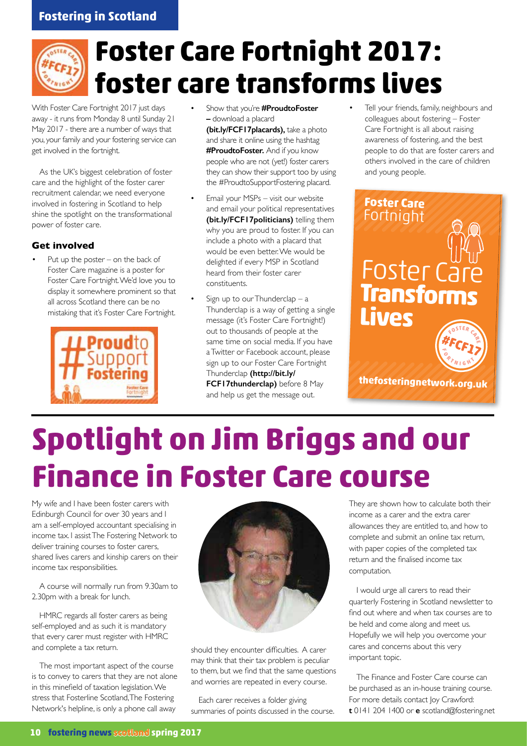# Foster Care Fortnight 2017: foster care transforms lives

With Foster Care Fortnight 2017 just days away - it runs from Monday 8 until Sunday 21 May 2017 - there are a number of ways that you, your family and your fostering service can get involved in the fortnight.

As the UK's biggest celebration of foster care and the highlight of the foster carer recruitment calendar, we need everyone involved in fostering in Scotland to help shine the spotlight on the transformational power of foster care.

### Get involved

- Put up the poster – on the back of Foster Care magazine is a poster for Foster Care Fortnight. We'd love you to display it somewhere prominent so that all across Scotland there can be no mistaking that it's Foster Care Fortnight.
- Show that you're **#ProudtoFoster –** download a placard **(bit.ly/FCF17placards),** take a photo and share it online using the hashtag **#ProudtoFoster.** And if you know people who are not (yet!) foster carers they can show their support too by using the #ProudtoSupportFostering placard.
- Email your MSPs – visit our website and email your political representatives **(bit.ly/FCF17politicians)** telling them why you are proud to foster. If you can include a photo with a placard that would be even better. We would be delighted if every MSP in Scotland heard from their foster carer constituents.
- Sign up to our Thunderclap – a Thunderclap is a way of getting a single message (it's Foster Care Fortnight!) out to thousands of people at the same time on social media. If you have a Twitter or Facebook account, please sign up to our Foster Care Fortnight Thunderclap **(http://bit.ly/FCF17thunderclap)** before 8 May and help us get the message out.
- Tell your friends, family, neighbours and colleagues about fostering – Foster Care Fortnight is all about raising awareness of fostering, and the best people to do that are foster carers and others involved in the care of children and young people.

# Spotlight on Jim Briggs and our Finance in Foster Care course

My wife and I have been foster carers with Edinburgh Council for over 30 years and I am a self-employed accountant specialising in income tax. I assist The Fostering Network to deliver training courses to foster carers, shared lives carers and kinship carers on their income tax responsibilities.

A course will normally run from 9.30am to 2.30pm with a break for lunch.

HMRC regards all foster carers as being self-employed and as such it is mandatory that every carer must register with HMRC and complete a tax return.

The most important aspect of the course is to convey to carers that they are not alone in this minefield of taxation legislation. We stress that Fosterline Scotland, The Fostering Network's helpline, is only a phone call away should they encounter difficulties. A carer may think that their tax problem is peculiar to them, but we find that the same questions and worries are repeated in every course.

Each carer receives a folder giving summaries of points discussed in the course. They are shown how to calculate both their income as a carer and the extra carer allowances they are entitled to, and how to complete and submit an online tax return, with paper copies of the completed tax return and the finalised income tax computation.

I would urge all carers to read their quarterly Fostering in Scotland newsletter to find out where and when tax courses are to be held and come along and meet us. Hopefully we will help you overcome your cares and concerns about this very important topic.

The Finance and Foster Care course can be purchased as an in-house training course. For more details contact Joy Crawford: **t** 0141 204 1400 or **e** scotland@fostering.net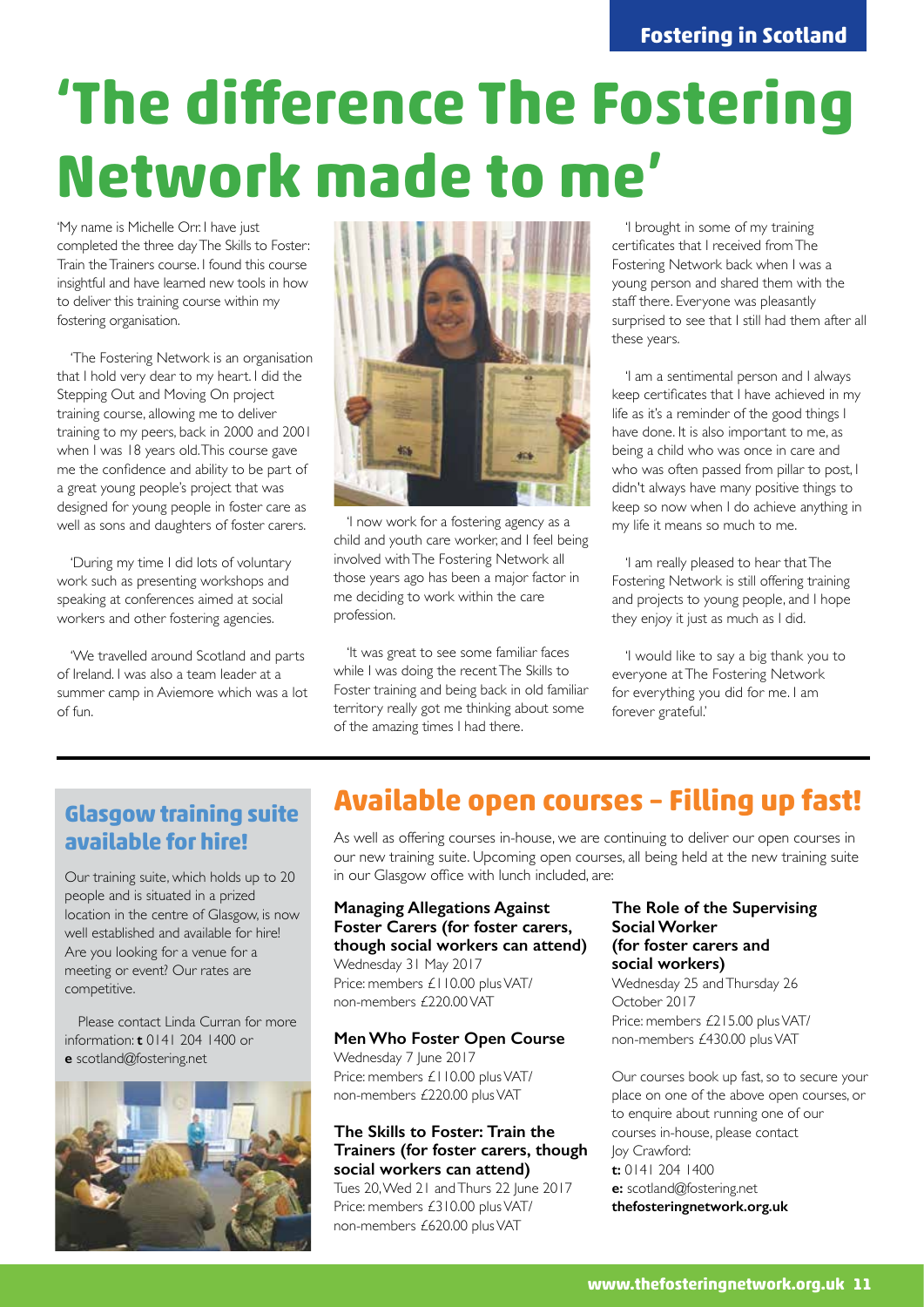# 'The difference The Fostering Network made to me'

'My name is Michelle Orr. I have just completed the three day The Skills to Foster: Train the Trainers course. I found this course insightful and have learned new tools in how to deliver this training course within my fostering organisation.

'The Fostering Network is an organisation that I hold very dear to my heart. I did the Stepping Out and Moving On project training course, allowing me to deliver training to my peers, back in 2000 and 2001 when I was 18 years old. This course gave me the confidence and ability to be part of a great young people's project that was designed for young people in foster care as well as sons and daughters of foster carers.

'During my time I did lots of voluntary work such as presenting workshops and speaking at conferences aimed at social workers and other fostering agencies.

'We travelled around Scotland and parts of Ireland. I was also a team leader at a summer camp in Aviemore which was a lot of fun.

'I now work for a fostering agency as a child and youth care worker, and I feel being involved with The Fostering Network all those years ago has been a major factor in me deciding to work within the care profession.

'It was great to see some familiar faces while I was doing the recent The Skills to Foster training and being back in old familiar territory really got me thinking about some of the amazing times I had there.

'I brought in some of my training certificates that I received from The Fostering Network back when I was a young person and shared them with the staff there. Everyone was pleasantly surprised to see that I still had them after all these years.

'I am a sentimental person and I always keep certificates that I have achieved in my life as it's a reminder of the good things I have done. It is also important to me, as being a child who was once in care and who was often passed from pillar to post, I didn't always have many positive things to keep so now when I do achieve anything in my life it means so much to me.

'I am really pleased to hear that The Fostering Network is still offering training and projects to young people, and I hope they enjoy it just as much as I did.

'I would like to say a big thank you to everyone at The Fostering Network for everything you did for me. I am forever grateful.'

## Glasgow training suite available for hire!

Our training suite, which holds up to 20 people and is situated in a prized location in the centre of Glasgow, is now well established and available for hire! Are you looking for a venue for a meeting or event? Our rates are competitive.

Please contact Linda Curran for more information: **t** 0141 204 1400 or **e** scotland@fostering.net

## Available open courses – Filling up fast!

As well as offering courses in-house, we are continuing to deliver our open courses in our new training suite. Upcoming open courses, all being held at the new training suite in our Glasgow office with lunch included, are:

**Managing Allegations Against Foster Carers (for foster carers, though social workers can attend)**
Wednesday 31 May 2017
Price: members £110.00 plus VAT/ non-members £220.00 VAT

**Men Who Foster Open Course**
Wednesday 7 June 2017
Price: members £110.00 plus VAT/ non-members £220.00 plus VAT

**The Skills to Foster: Train the Trainers (for foster carers, though social workers can attend)**
Tues 20, Wed 21 and Thurs 22 June 2017
Price: members £310.00 plus VAT/ non-members £620.00 plus VAT

**The Role of the Supervising Social Worker (for foster carers and social workers)**
Wednesday 25 and Thursday 26 October 2017
Price: members £215.00 plus VAT/ non-members £430.00 plus VAT

Our courses book up fast, so to secure your place on one of the above open courses, or to enquire about running one of our courses in-house, please contact Joy Crawford:
**t:** 0141 204 1400
**e:** scotland@fostering.net
**thefosteringnetwork.org.uk**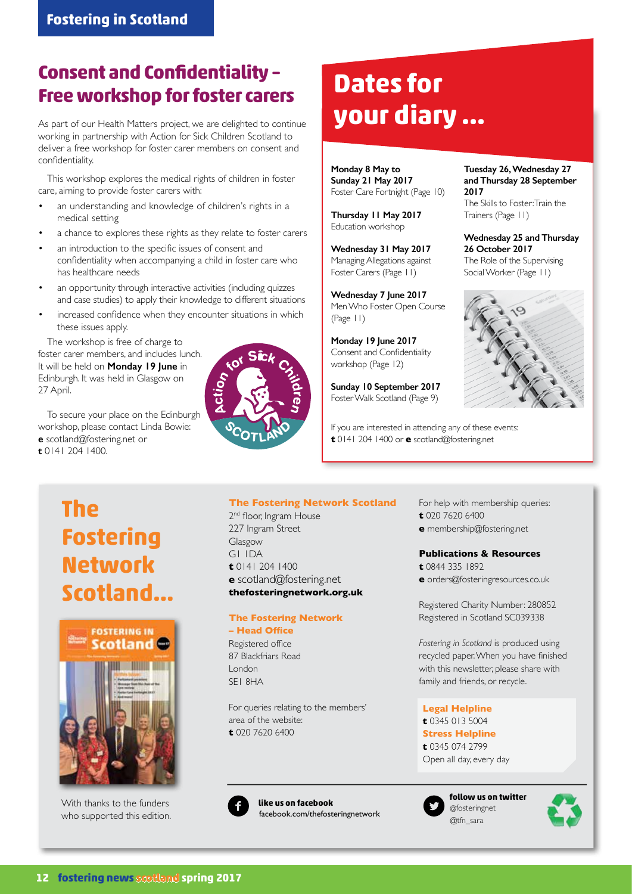Fostering in Scotland

## Consent and Confidentiality – Free workshop for foster carers

As part of our Health Matters project, we are delighted to continue working in partnership with Action for Sick Children Scotland to deliver a free workshop for foster carer members on consent and confidentiality.

This workshop explores the medical rights of children in foster care, aiming to provide foster carers with:

- an understanding and knowledge of children's rights in a medical setting
- a chance to explores these rights as they relate to foster carers
- an introduction to the specific issues of consent and confidentiality when accompanying a child in foster care who has healthcare needs
- an opportunity through interactive activities (including quizzes and case studies) to apply their knowledge to different situations
- increased confidence when they encounter situations in which these issues apply.

The workshop is free of charge to foster carer members, and includes lunch. It will be held on **Monday 19 June** in Edinburgh. It was held in Glasgow on 27 April.

To secure your place on the Edinburgh workshop, please contact Linda Bowie:
**e** scotland@fostering.net or
**t** 0141 204 1400.

Action for Sick Children SCOTLAND

## Dates for your diary ...

**Monday 8 May to Sunday 21 May 2017**
Foster Care Fortnight (Page 10)

**Thursday 11 May 2017**
Education workshop

**Wednesday 31 May 2017**
Managing Allegations against Foster Carers (Page 11)

**Wednesday 7 June 2017**
Men Who Foster Open Course (Page 11)

**Monday 19 June 2017**
Consent and Confidentiality workshop (Page 12)

**Sunday 10 September 2017**
Foster Walk Scotland (Page 9)

**Tuesday 26, Wednesday 27 and Thursday 28 September 2017**
The Skills to Foster: Train the Trainers (Page 11)

**Wednesday 25 and Thursday 26 October 2017**
The Role of the Supervising Social Worker (Page 11)

If you are interested in attending any of these events:
**t** 0141 204 1400 or **e** scotland@fostering.net

## The Fostering Network Scotland...

With thanks to the funders who supported this edition.

**The Fostering Network Scotland**
2nd floor, Ingram House
227 Ingram Street
Glasgow
G1 1DA
**t** 0141 204 1400
**e** scotland@fostering.net
**thefosteringnetwork.org.uk**

**The Fostering Network – Head Office**
Registered office
87 Blackfriars Road
London
SE1 8HA

For queries relating to the members' area of the website:
**t** 020 7620 6400

For help with membership queries:
**t** 020 7620 6400
**e** membership@fostering.net

**Publications & Resources**
**t** 0844 335 1892
**e** orders@fosteringresources.co.uk

Registered Charity Number: 280852
Registered in Scotland SC039338

*Fostering in Scotland* is produced using recycled paper. When you have finished with this newsletter, please share with family and friends, or recycle.

**Legal Helpline**
**t** 0345 013 5004
**Stress Helpline**
**t** 0345 074 2799
Open all day, every day

**like us on facebook**
facebook.com/thefosteringnetwork

**follow us on twitter**
@fosteringnet
@tfn_sara